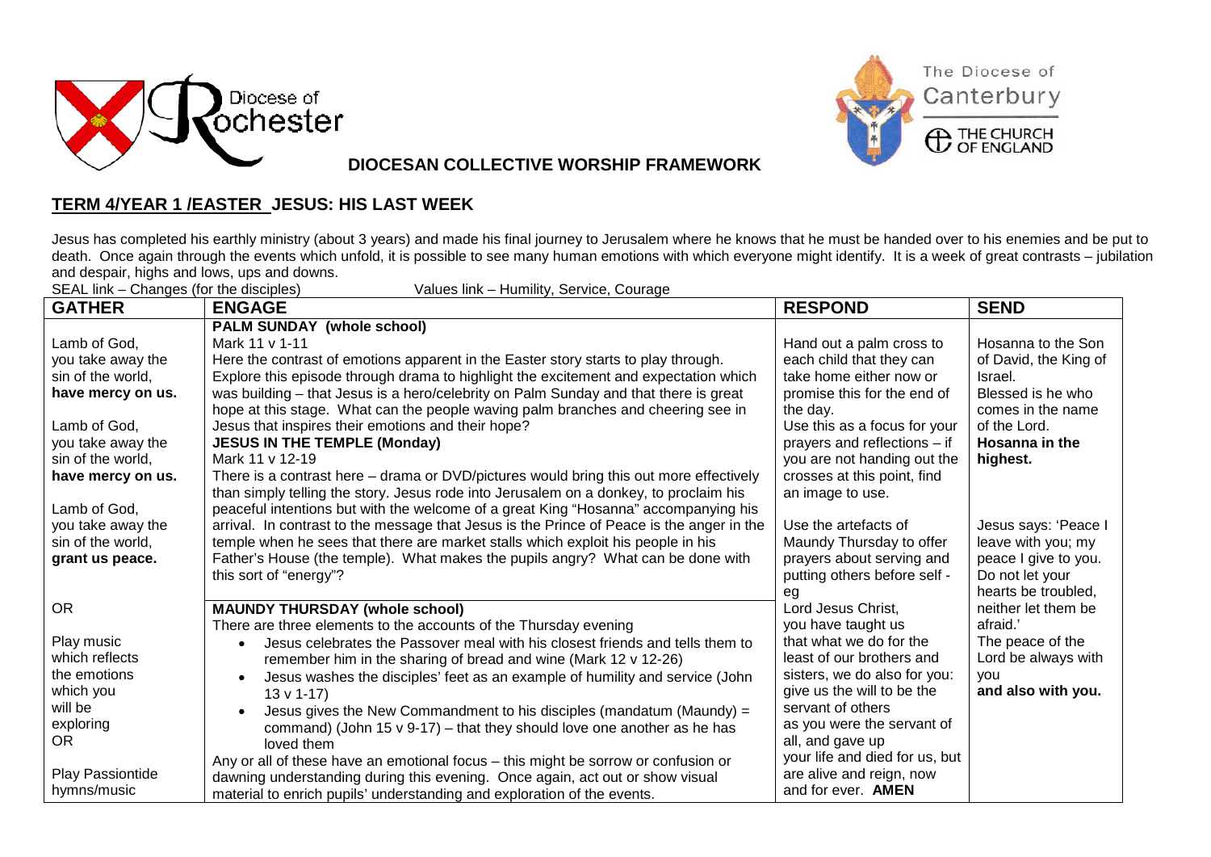Diocese of Rochester

The Diocese of Canterbury
THE CHURCH OF ENGLAND

## DIOCESAN COLLECTIVE WORSHIP FRAMEWORK

## TERM 4/YEAR 1 /EASTER JESUS: HIS LAST WEEK

Jesus has completed his earthly ministry (about 3 years) and made his final journey to Jerusalem where he knows that he must be handed over to his enemies and be put to death. Once again through the events which unfold, it is possible to see many human emotions with which everyone might identify. It is a week of great contrasts – jubilation and despair, highs and lows, ups and downs.

SEAL link – Changes (for the disciples) Values link – Humility, Service, Courage

| GATHER | ENGAGE | RESPOND | SEND |
|---|---|---|---|
| Lamb of God,<br>you take away the sin of the world,<br>**have mercy on us.**<br><br>Lamb of God,<br>you take away the sin of the world,<br>**have mercy on us.**<br><br>Lamb of God,<br>you take away the sin of the world,<br>**grant us peace.**<br><br>OR<br><br>Play music which reflects the emotions which you will be exploring<br>OR<br><br>Play Passiontide hymns/music | **PALM SUNDAY (whole school)**<br>Mark 11 v 1-11<br>Here the contrast of emotions apparent in the Easter story starts to play through. Explore this episode through drama to highlight the excitement and expectation which was building – that Jesus is a hero/celebrity on Palm Sunday and that there is great hope at this stage. What can the people waving palm branches and cheering see in Jesus that inspires their emotions and their hope?<br>**JESUS IN THE TEMPLE (Monday)**<br>Mark 11 v 12-19<br>There is a contrast here – drama or DVD/pictures would bring this out more effectively than simply telling the story. Jesus rode into Jerusalem on a donkey, to proclaim his peaceful intentions but with the welcome of a great King "Hosanna" accompanying his arrival. In contrast to the message that Jesus is the Prince of Peace is the anger in the temple when he sees that there are market stalls which exploit his people in his Father's House (the temple). What makes the pupils angry? What can be done with this sort of "energy"?<br><br>**MAUNDY THURSDAY (whole school)**<br>There are three elements to the accounts of the Thursday evening<br>• Jesus celebrates the Passover meal with his closest friends and tells them to remember him in the sharing of bread and wine (Mark 12 v 12-26)<br>• Jesus washes the disciples' feet as an example of humility and service (John 13 v 1-17)<br>• Jesus gives the New Commandment to his disciples (mandatum (Maundy) = command) (John 15 v 9-17) – that they should love one another as he has loved them<br>Any or all of these have an emotional focus – this might be sorrow or confusion or dawning understanding during this evening. Once again, act out or show visual material to enrich pupils' understanding and exploration of the events. | Hand out a palm cross to each child that they can take home either now or promise this for the end of the day.<br>Use this as a focus for your prayers and reflections – if you are not handing out the crosses at this point, find an image to use.<br><br>Use the artefacts of Maundy Thursday to offer prayers about serving and putting others before self - eg<br>Lord Jesus Christ,<br>you have taught us that what we do for the least of our brothers and sisters, we do also for you: give us the will to be the servant of others as you were the servant of all, and gave up your life and died for us, but are alive and reign, now and for ever. **AMEN** | Hosanna to the Son of David, the King of Israel.<br>Blessed is he who comes in the name of the Lord.<br>**Hosanna in the highest.**<br><br>Jesus says: 'Peace I leave with you; my peace I give to you. Do not let your hearts be troubled, neither let them be afraid.'<br>The peace of the Lord be always with you<br>**and also with you.** |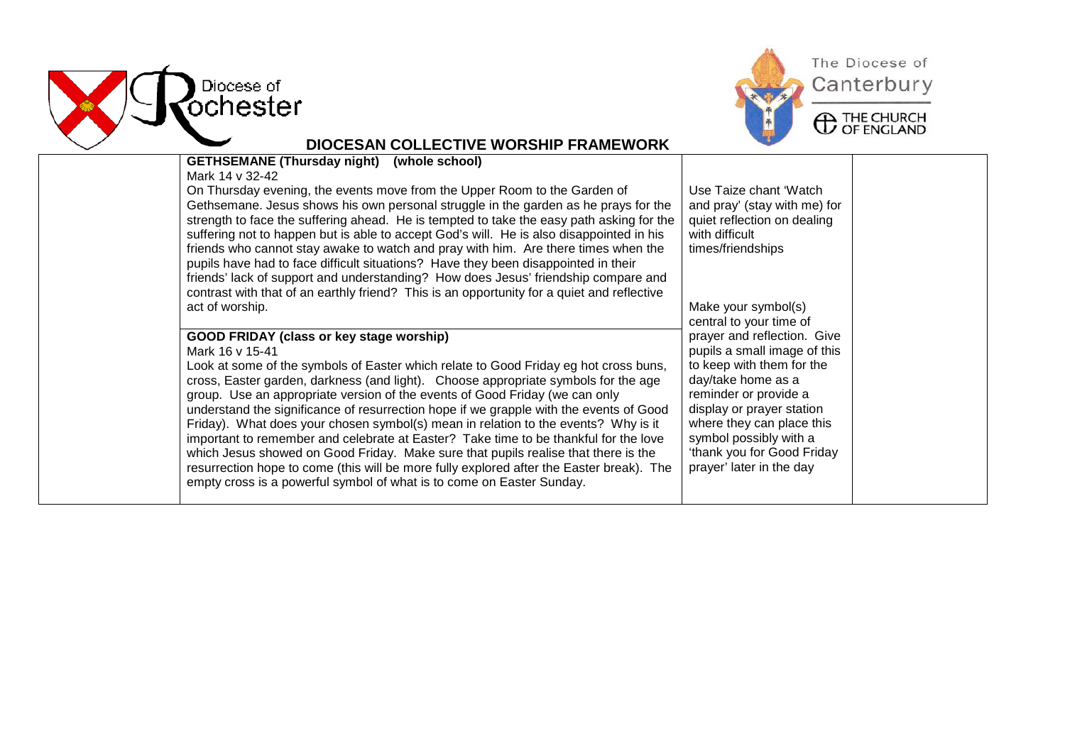## DIOCESAN COLLECTIVE WORSHIP FRAMEWORK

| | | | |
|---|---|---|---|
| | **GETHSEMANE (Thursday night) (whole school)**<br>Mark 14 v 32-42<br>On Thursday evening, the events move from the Upper Room to the Garden of Gethsemane. Jesus shows his own personal struggle in the garden as he prays for the strength to face the suffering ahead. He is tempted to take the easy path asking for the suffering not to happen but is able to accept God's will. He is also disappointed in his friends who cannot stay awake to watch and pray with him. Are there times when the pupils have had to face difficult situations? Have they been disappointed in their friends' lack of support and understanding? How does Jesus' friendship compare and contrast with that of an earthly friend? This is an opportunity for a quiet and reflective act of worship. | Use Taize chant 'Watch and pray' (stay with me) for quiet reflection on dealing with difficult times/friendships | |
| | **GOOD FRIDAY (class or key stage worship)**<br>Mark 16 v 15-41<br>Look at some of the symbols of Easter which relate to Good Friday eg hot cross buns, cross, Easter garden, darkness (and light). Choose appropriate symbols for the age group. Use an appropriate version of the events of Good Friday (we can only understand the significance of resurrection hope if we grapple with the events of Good Friday). What does your chosen symbol(s) mean in relation to the events? Why is it important to remember and celebrate at Easter? Take time to be thankful for the love which Jesus showed on Good Friday. Make sure that pupils realise that there is the resurrection hope to come (this will be more fully explored after the Easter break). The empty cross is a powerful symbol of what is to come on Easter Sunday. | Make your symbol(s) central to your time of prayer and reflection. Give pupils a small image of this to keep with them for the day/take home as a reminder or provide a display or prayer station where they can place this symbol possibly with a 'thank you for Good Friday prayer' later in the day | |